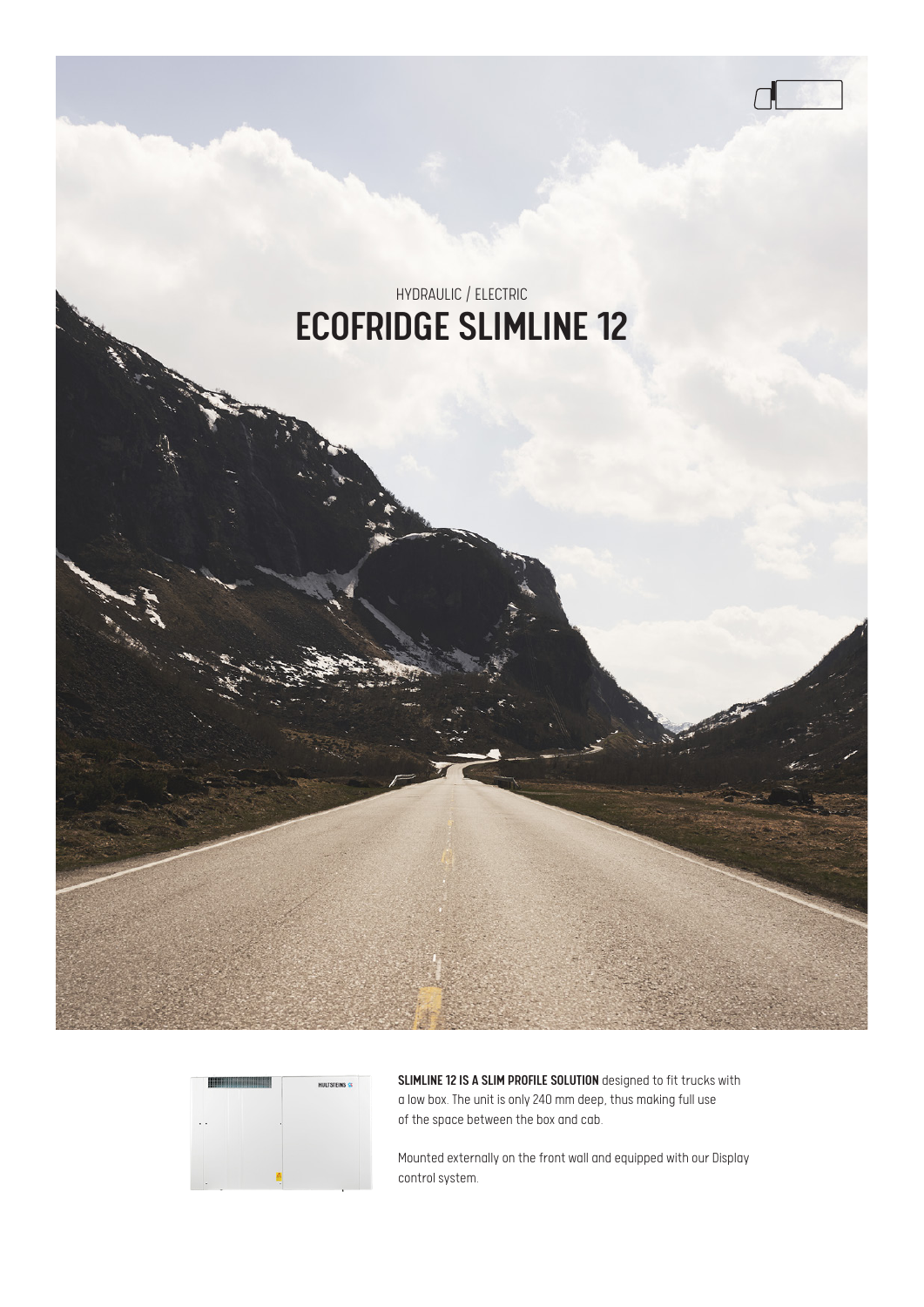HYDRAULIC / ELECTRIC

# ECOFRIDGE SLIMLINE 12

**SLIMLINE 12 IS A SLIM PROFILE SOLUTION** designed to fit trucks with a low box. The unit is only 240 mm deep, thus making full use of the space between the box and cab.

Mounted externally on the front wall and equipped with our Display control system.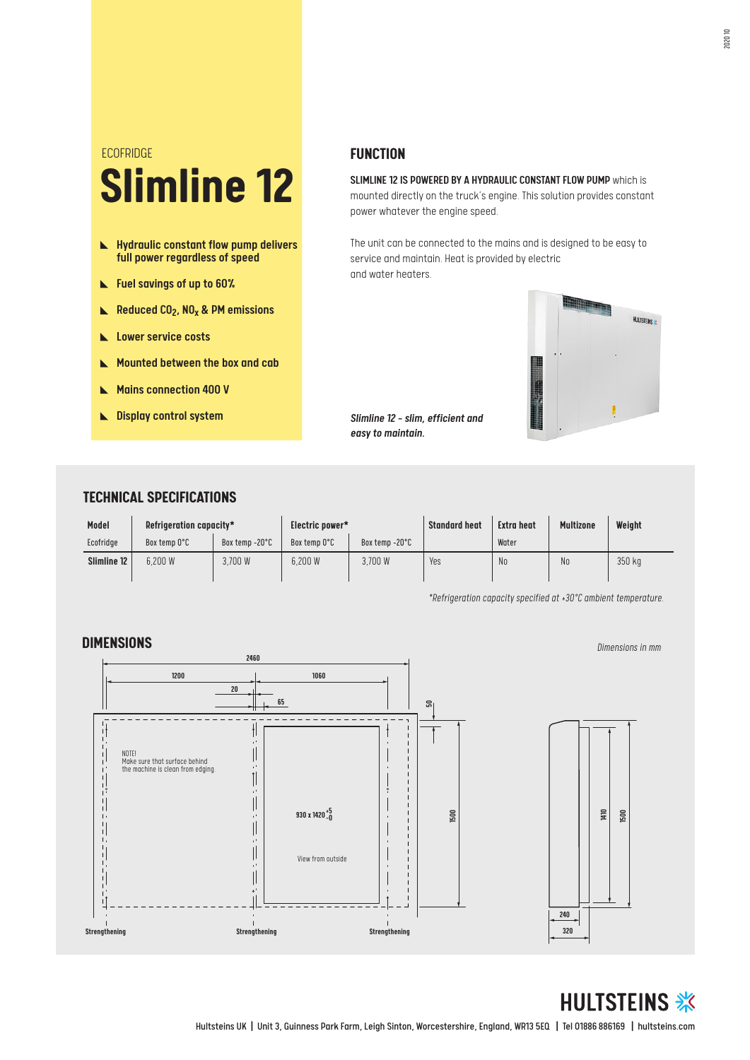ECOFRIDGE

# Slimline 12

- Hydraulic constant flow pump delivers full power regardless of speed
- Fuel savings of up to 60%
- Reduced $CO_2$, $NO_x$ & PM emissions
- Lower service costs
- Mounted between the box and cab
- Mains connection 400 V
- Display control system

## FUNCTION

**SLIMLINE 12 IS POWERED BY A HYDRAULIC CONSTANT FLOW PUMP** which is mounted directly on the truck's engine. This solution provides constant power whatever the engine speed.

The unit can be connected to the mains and is designed to be easy to service and maintain. Heat is provided by electric and water heaters.

***Slimline 12 – slim, efficient and easy to maintain.***

## TECHNICAL SPECIFICATIONS

| Model | Refrigeration capacity* | | Electric power* | | Standard heat | Extra heat | Multizone | Weight |
|---|---|---|---|---|---|---|---|---|
| Ecofridge | Box temp 0°C | Box temp -20°C | Box temp 0°C | Box temp -20°C | | Water | | |
| **Slimline 12** | 6,200 W | 3,700 W | 6,200 W | 3,700 W | Yes | No | No | 350 kg |

*\*Refrigeration capacity specified at +30°C ambient temperature.*

## DIMENSIONS

*Dimensions in mm*

2460
1200
1060
20
65
50
1500
NOTE!
Make sure that surface behind the machine is clean from edging.
$930 \times 1420^{+5}_{-0}$
View from outside
Strengthening
Strengthening
Strengthening
1410
1500
240
320

**HULTSTEINS**

Hultsteins UK | Unit 3, Guinness Park Farm, Leigh Sinton, Worcestershire, England, WR13 5EQ | Tel 01886 886169 | hultsteins.com